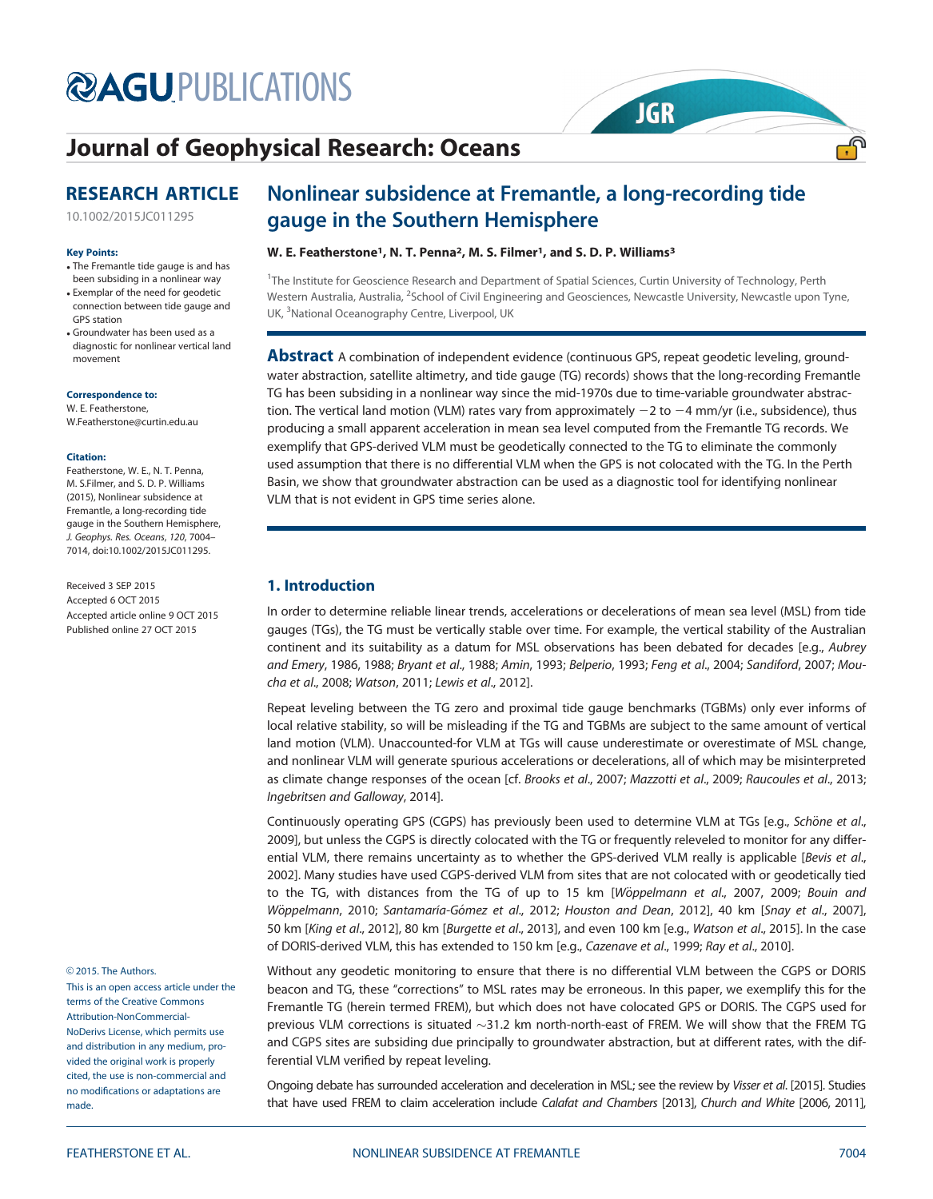# Nonlinear subsidence at Fremantle, a long-recording tide gauge in the Southern Hemisphere

**W. E. Featherstone[1], N. T. Penna[2], M. S. Filmer[1], and S. D. P. Williams[3]**

[1]The Institute for Geoscience Research and Department of Spatial Sciences, Curtin University of Technology, Perth Western Australia, Australia, [2]School of Civil Engineering and Geosciences, Newcastle University, Newcastle upon Tyne, UK, [3]National Oceanography Centre, Liverpool, UK

**RESEARCH ARTICLE**

10.1002/2015JC011295

**Key Points:**

- The Fremantle tide gauge is and has been subsiding in a nonlinear way
- Exemplar of the need for geodetic connection between tide gauge and GPS station
- Groundwater has been used as a diagnostic for nonlinear vertical land movement

**Correspondence to:**
W. E. Featherstone,
W.Featherstone@curtin.edu.au

**Citation:**
Featherstone, W. E., N. T. Penna, M. S.Filmer, and S. D. P. Williams (2015), Nonlinear subsidence at Fremantle, a long-recording tide gauge in the Southern Hemisphere, *J. Geophys. Res. Oceans*, *120*, 7004–7014, doi:10.1002/2015JC011295.

Received 3 SEP 2015
Accepted 6 OCT 2015
Accepted article online 9 OCT 2015
Published online 27 OCT 2015

© 2015. The Authors.
This is an open access article under the terms of the Creative Commons Attribution-NonCommercial-NoDerivs License, which permits use and distribution in any medium, provided the original work is properly cited, the use is non-commercial and no modifications or adaptations are made.

**Abstract** A combination of independent evidence (continuous GPS, repeat geodetic leveling, groundwater abstraction, satellite altimetry, and tide gauge (TG) records) shows that the long-recording Fremantle TG has been subsiding in a nonlinear way since the mid-1970s due to time-variable groundwater abstraction. The vertical land motion (VLM) rates vary from approximately −2 to −4 mm/yr (i.e., subsidence), thus producing a small apparent acceleration in mean sea level computed from the Fremantle TG records. We exemplify that GPS-derived VLM must be geodetically connected to the TG to eliminate the commonly used assumption that there is no differential VLM when the GPS is not colocated with the TG. In the Perth Basin, we show that groundwater abstraction can be used as a diagnostic tool for identifying nonlinear VLM that is not evident in GPS time series alone.

## 1. Introduction

In order to determine reliable linear trends, accelerations or decelerations of mean sea level (MSL) from tide gauges (TGs), the TG must be vertically stable over time. For example, the vertical stability of the Australian continent and its suitability as a datum for MSL observations has been debated for decades [e.g., *Aubrey and Emery*, 1986, 1988; *Bryant et al.*, 1988; *Amin*, 1993; *Belperio*, 1993; *Feng et al.*, 2004; *Sandiford*, 2007; *Moucha et al.*, 2008; *Watson*, 2011; *Lewis et al.*, 2012].

Repeat leveling between the TG zero and proximal tide gauge benchmarks (TGBMs) only ever informs of local relative stability, so will be misleading if the TG and TGBMs are subject to the same amount of vertical land movement (VLM). Unaccounted-for VLM at TGs will cause underestimate or overestimate of MSL change, and nonlinear VLM will generate spurious accelerations or decelerations, all of which may be misinterpreted as climate change responses of the ocean [cf. *Brooks et al.*, 2007; *Mazzotti et al.*, 2009; *Raucoules et al.*, 2013; *Ingebritsen and Galloway*, 2014].

Continuously operating GPS (CGPS) has previously been used to determine VLM at TGs [e.g., *Schöne et al.*, 2009], but unless the CGPS is directly colocated with the TG or frequently releveled to monitor for any differential VLM, there remains uncertainty as to whether the GPS-derived VLM really is applicable [*Bevis et al.*, 2002]. Many studies have used CGPS-derived VLM from sites that are not colocated with or geodetically tied to the TG, with distances from the TG of up to 15 km [*Wöppelmann et al.*, 2007, 2009; *Bouin and Wöppelmann*, 2010; *Santamaría-Gómez et al.*, 2012; *Houston and Dean*, 2012], 40 km [*Snay et al.*, 2007], 50 km [*King et al.*, 2012], 80 km [*Burgette et al.*, 2013], and even 100 km [e.g., *Watson et al.*, 2015]. In the case of DORIS-derived VLM, this has extended to 150 km [e.g., *Cazenave et al.*, 1999; *Ray et al.*, 2010].

Without any geodetic monitoring to ensure that there is no differential VLM between the CGPS or DORIS beacon and TG, these "corrections" to MSL rates may be erroneous. In this paper, we exemplify this for the Fremantle TG (herein termed FREM), but which does not have colocated GPS or DORIS. The CGPS used for previous VLM corrections is situated ~31.2 km north-north-east of FREM. We will show that the FREM TG and CGPS sites are subsiding due principally to groundwater abstraction, but at different rates, with the differential VLM verified by repeat leveling.

Ongoing debate has surrounded acceleration and deceleration in MSL; see the review by *Visser et al.* [2015]. Studies that have used FREM to claim acceleration include *Calafat and Chambers* [2013], *Church and White* [2006, 2011],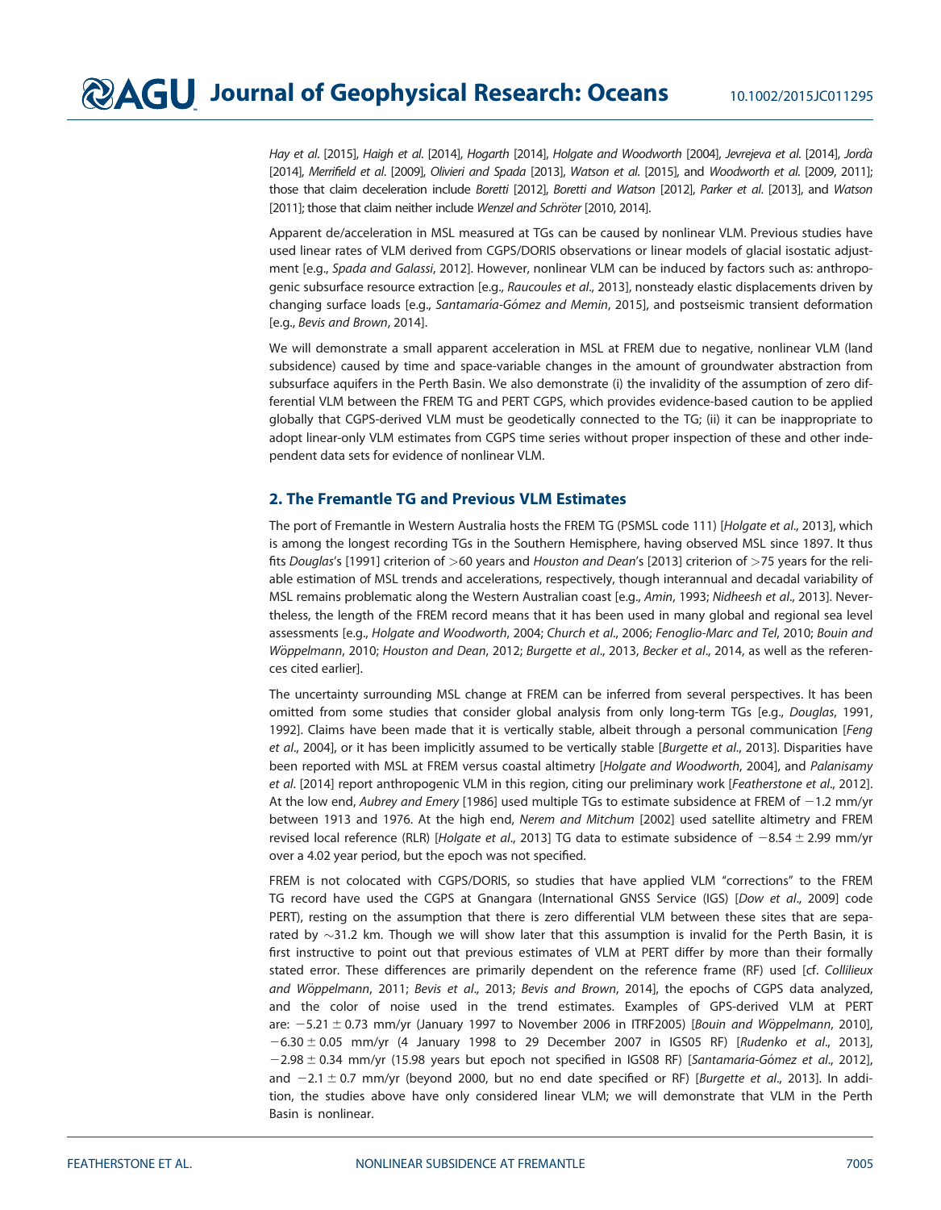*Hay et al.* [2015], *Haigh et al.* [2014], *Hogarth* [2014], *Holgate and Woodworth* [2004], *Jevrejeva et al.* [2014], *Jordà* [2014], *Merrifield et al.* [2009], *Olivieri and Spada* [2013], *Watson et al.* [2015], and *Woodworth et al.* [2009, 2011]; those that claim deceleration include *Boretti* [2012], *Boretti and Watson* [2012], *Parker et al.* [2013], and *Watson* [2011]; those that claim neither include *Wenzel and Schröter* [2010, 2014].

Apparent de/acceleration in MSL measured at TGs can be caused by nonlinear VLM. Previous studies have used linear rates of VLM derived from CGPS/DORIS observations or linear models of glacial isostatic adjustment [e.g., *Spada and Galassi*, 2012]. However, nonlinear VLM can be induced by factors such as: anthropogenic subsurface resource extraction [e.g., *Raucoules et al.*, 2013], nonsteady elastic displacements driven by changing surface loads [e.g., *Santamaría-Gómez and Memin*, 2015], and postseismic transient deformation [e.g., *Bevis and Brown*, 2014].

We will demonstrate a small apparent acceleration in MSL at FREM due to negative, nonlinear VLM (land subsidence) caused by time and space-variable changes in the amount of groundwater abstraction from subsurface aquifers in the Perth Basin. We also demonstrate (i) the invalidity of the assumption of zero differential VLM between the FREM TG and PERT CGPS, which provides evidence-based caution to be applied globally that CGPS-derived VLM must be geodetically connected to the TG; (ii) it can be inappropriate to adopt linear-only VLM estimates from CGPS time series without proper inspection of these and other independent data sets for evidence of nonlinear VLM.

## 2. The Fremantle TG and Previous VLM Estimates

The port of Fremantle in Western Australia hosts the FREM TG (PSMSL code 111) [*Holgate et al.*, 2013], which is among the longest recording TGs in the Southern Hemisphere, having observed MSL since 1897. It thus fits *Douglas*'s [1991] criterion of >60 years and *Houston and Dean*'s [2013] criterion of >75 years for the reliable estimation of MSL trends and accelerations, respectively, though interannual and decadal variability of MSL remains problematic along the Western Australian coast [e.g., *Amin*, 1993; *Nidheesh et al.*, 2013]. Nevertheless, the length of the FREM record means that it has been used in many global and regional sea level assessments [e.g., *Holgate and Woodworth*, 2004; *Church et al.*, 2006; *Fenoglio-Marc and Tel*, 2010; *Bouin and Wöppelmann*, 2010; *Houston and Dean*, 2012; *Burgette et al.*, 2013, *Becker et al.*, 2014, as well as the references cited earlier].

The uncertainty surrounding MSL change at FREM can be inferred from several perspectives. It has been omitted from some studies that consider global analysis from only long-term TGs [e.g., *Douglas*, 1991, 1992]. Claims have been made that it is vertically stable, albeit through a personal communication [*Feng et al.*, 2004], or it has been implicitly assumed to be vertically stable [*Burgette et al.*, 2013]. Disparities have been reported with MSL at FREM versus coastal altimetry [*Holgate and Woodworth*, 2004], and *Palanisamy et al.* [2014] report anthropogenic VLM in this region, citing our preliminary work [*Featherstone et al.*, 2012]. At the low end, *Aubrey and Emery* [1986] used multiple TGs to estimate subsidence at FREM of −1.2 mm/yr between 1913 and 1976. At the high end, *Nerem and Mitchum* [2002] used satellite altimetry and FREM revised local reference (RLR) [*Holgate et al.*, 2013] TG data to estimate subsidence of −8.54 ± 2.99 mm/yr over a 4.02 year period, but the epoch was not specified.

FREM is not colocated with CGPS/DORIS, so studies that have applied VLM "corrections" to the FREM TG record have used the CGPS at Gnangara (International GNSS Service (IGS) [*Dow et al.*, 2009] code PERT), resting on the assumption that there is zero differential VLM between these sites that are separated by ~31.2 km. Though we will show later that this assumption is invalid for the Perth Basin, it is first instructive to point out that previous estimates of VLM at PERT differ by more than their formally stated error. These differences are primarily dependent on the reference frame (RF) used [cf. *Collilieux and Wöppelmann*, 2011; *Bevis et al.*, 2013; *Bevis and Brown*, 2014], the epochs of CGPS data analyzed, and the color of noise used in the trend estimates. Examples of GPS-derived VLM at PERT are: −5.21 ± 0.73 mm/yr (January 1997 to November 2006 in ITRF2005) [*Bouin and Wöppelmann*, 2010], −6.30 ± 0.05 mm/yr (4 January 1998 to 29 December 2007 in IGS05 RF) [*Rudenko et al.*, 2013], −2.98 ± 0.34 mm/yr (15.98 years but epoch not specified in IGS08 RF) [*Santamaría-Gómez et al.*, 2012], and −2.1 ± 0.7 mm/yr (beyond 2000, but no end date specified or RF) [*Burgette et al.*, 2013]. In addition, the studies above have only considered linear VLM; we will demonstrate that VLM in the Perth Basin is nonlinear.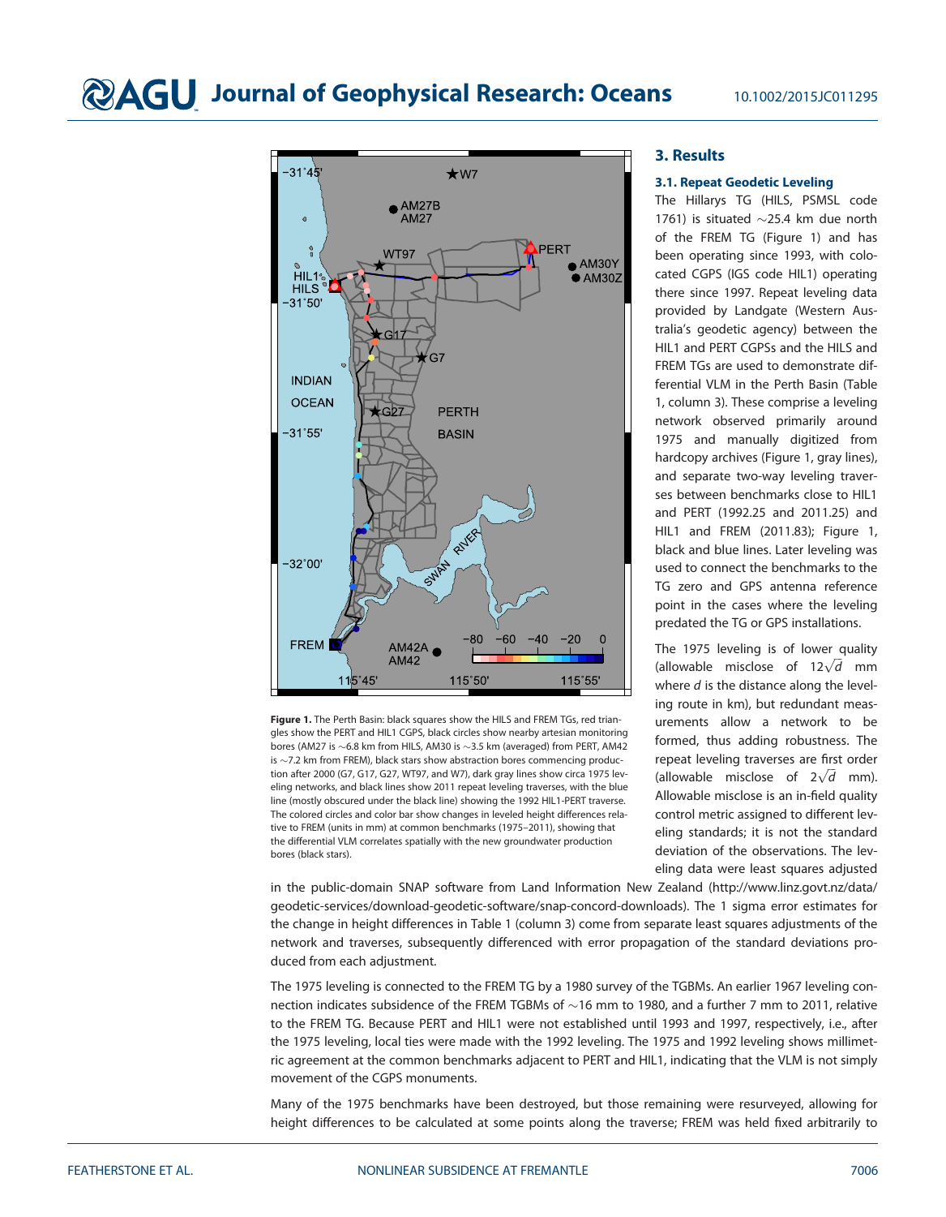Figure 1. The Perth Basin: black squares show the HILS and FREM TGs, red triangles show the PERT and HIL1 CGPS, black circles show nearby artesian monitoring bores (AM27 is ~6.8 km from HILS, AM30 is ~3.5 km (averaged) from PERT, AM42 is ~7.2 km from FREM), black stars show abstraction bores commencing production after 2000 (G7, G17, G27, WT97, and W7), dark gray lines show circa 1975 leveling networks, and black lines show 2011 repeat leveling traverses, with the blue line (mostly obscured under the black line) showing the 1992 HIL1-PERT traverse. The colored circles and color bar show changes in leveled height differences relative to FREM (units in mm) at common benchmarks (1975–2011), showing that the differential VLM correlates spatially with the new groundwater production bores (black stars).

## 3. Results

### 3.1. Repeat Geodetic Leveling

The Hillarys TG (HILS, PSMSL code 1761) is situated ~25.4 km due north of the FREM TG (Figure 1) and has been operating since 1993, with colocated CGPS (IGS code HIL1) operating there since 1997. Repeat leveling data provided by Landgate (Western Australia's geodetic agency) between the HIL1 and PERT CGPSs and the HILS and FREM TGs are used to demonstrate differential VLM in the Perth Basin (Table 1, column 3). These comprise a leveling network observed primarily around 1975 and manually digitized from hardcopy archives (Figure 1, gray lines), and separate two-way leveling traverses between benchmarks close to HIL1 and PERT (1992.25 and 2011.25) and HIL1 and FREM (2011.83); Figure 1, black and blue lines. Later leveling was used to connect the benchmarks to the TG zero and GPS antenna reference point in the cases where the leveling predated the TG or GPS installations.

The 1975 leveling is of lower quality (allowable misclose of $12\sqrt{d}$ mm where $d$ is the distance along the leveling route in km), but redundant measurements allow a network to be formed, thus adding robustness. The repeat leveling traverses are first order (allowable misclose of $2\sqrt{d}$ mm). Allowable misclose is an in-field quality control metric assigned to different leveling standards; it is not the standard deviation of the observations. The leveling data were least squares adjusted in the public-domain SNAP software from Land Information New Zealand (http://www.linz.govt.nz/data/geodetic-services/download-geodetic-software/snap-concord-downloads). The 1 sigma error estimates for the change in height differences in Table 1 (column 3) come from separate least squares adjustments of the network and traverses, subsequently differenced with error propagation of the standard deviations produced from each adjustment.

The 1975 leveling is connected to the FREM TG by a 1980 survey of the TGBMs. An earlier 1967 leveling connection indicates subsidence of the FREM TGBMs of ~16 mm to 1980, and a further 7 mm to 2011, relative to the FREM TG. Because PERT and HIL1 were not established until 1993 and 1997, respectively, i.e., after the 1975 leveling, local ties were made with the 1992 leveling. The 1975 and 1992 leveling shows millimetric agreement at the common benchmarks adjacent to PERT and HIL1, indicating that the VLM is not simply movement of the CGPS monuments.

Many of the 1975 benchmarks have been destroyed, but those remaining were resurveyed, allowing for height differences to be calculated at some points along the traverse; FREM was held fixed arbitrarily to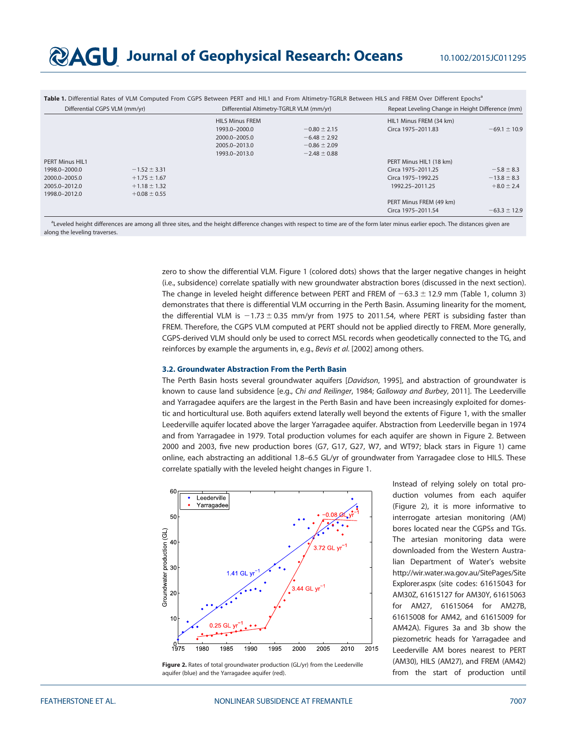**Table 1.** Differential Rates of VLM Computed From CGPS Between PERT and HIL1 and From Altimetry-TGRLR Between HILS and FREM Over Different Epochs[a]

| Differential CGPS VLM (mm/yr) | | Differential Altimetry-TGRLR VLM (mm/yr) | | Repeat Leveling Change in Height Difference (mm) | |
|---|---|---|---|---|---|
| | | HILS Minus FREM | | HIL1 Minus FREM (34 km) | |
| | | 1993.0–2000.0 | −0.80 ± 2.15 | Circa 1975–2011.83 | −69.1 ± 10.9 |
| | | 2000.0–2005.0 | −6.48 ± 2.92 | | |
| | | 2005.0–2013.0 | −0.86 ± 2.09 | | |
| | | 1993.0–2013.0 | −2.48 ± 0.88 | | |
| PERT Minus HIL1 | | | | PERT Minus HIL1 (18 km) | |
| 1998.0–2000.0 | −1.52 ± 3.31 | | | Circa 1975–2011.25 | −5.8 ± 8.3 |
| 2000.0–2005.0 | +1.75 ± 1.67 | | | Circa 1975–1992.25 | −13.8 ± 8.3 |
| 2005.0–2012.0 | +1.18 ± 1.32 | | | 1992.25–2011.25 | +8.0 ± 2.4 |
| 1998.0–2012.0 | +0.08 ± 0.55 | | | | |
| | | | | PERT Minus FREM (49 km) | |
| | | | | Circa 1975–2011.54 | −63.3 ± 12.9 |

[a]Leveled height differences are among all three sites, and the height difference changes with respect to time are of the form later minus earlier epoch. The distances given are along the leveling traverses.

zero to show the differential VLM. Figure 1 (colored dots) shows that the larger negative changes in height (i.e., subsidence) correlate spatially with new groundwater abstraction bores (discussed in the next section). The change in leveled height difference between PERT and FREM of −63.3 ± 12.9 mm (Table 1, column 3) demonstrates that there is differential VLM occurring in the Perth Basin. Assuming linearity for the moment, the differential VLM is −1.73 ± 0.35 mm/yr from 1975 to 2011.54, where PERT is subsiding faster than FREM. Therefore, the CGPS VLM computed at PERT should not be applied directly to FREM. More generally, CGPS-derived VLM should only be used to correct MSL records when geodetically connected to the TG, and reinforces by example the arguments in, e.g., *Bevis et al.* [2002] among others.

### 3.2. Groundwater Abstraction From the Perth Basin

The Perth Basin hosts several groundwater aquifers [*Davidson*, 1995], and abstraction of groundwater is known to cause land subsidence [e.g., *Chi and Reilinger*, 1984; *Galloway and Burbey*, 2011]. The Leederville and Yarragadee aquifers are the largest in the Perth Basin and have been increasingly exploited for domestic and horticultural use. Both aquifers extend laterally well beyond the extents of Figure 1, with the smaller Leederville aquifer located above the larger Yarragadee aquifer. Abstraction from Leederville began in 1974 and from Yarragadee in 1979. Total production volumes for each aquifer are shown in Figure 2. Between 2000 and 2003, five new production bores (G7, G17, G27, W7, and WT97; black stars in Figure 1) came online, each abstracting an additional 1.8–6.5 GL/yr of groundwater from Yarragadee close to HILS. These correlate spatially with the leveled height changes in Figure 1.

**Figure 2.** Rates of total groundwater production (GL/yr) from the Leederville aquifer (blue) and the Yarragadee aquifer (red).

Instead of relying solely on total production volumes from each aquifer (Figure 2), it is more informative to interrogate artesian monitoring (AM) bores located near the CGPSs and TGs. The artesian monitoring data were downloaded from the Western Australian Department of Water's website http://wir.water.wa.gov.au/SitePages/SiteExplorer.aspx (site codes: 61615043 for AM30Z, 61615127 for AM30Y, 61615063 for AM27, 61615064 for AM27B, 61615008 for AM42, and 61615009 for AM42A). Figures 3a and 3b show the piezometric heads for Yarragadee and Leederville AM bores nearest to PERT (AM30), HILS (AM27), and FREM (AM42) from the start of production until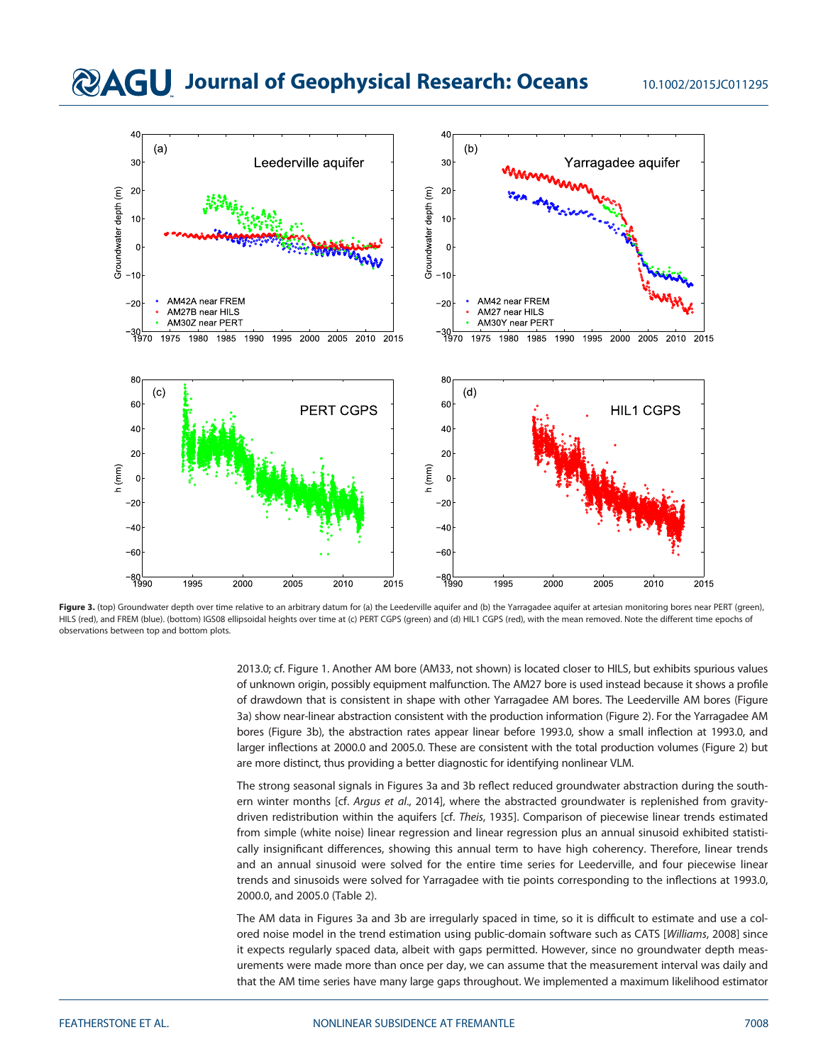Figure 3. (top) Groundwater depth over time relative to an arbitrary datum for (a) the Leederville aquifer and (b) the Yarragadee aquifer at artesian monitoring bores near PERT (green), HILS (red), and FREM (blue). (bottom) IGS08 ellipsoidal heights over time at (c) PERT CGPS (green) and (d) HIL1 CGPS (red), with the mean removed. Note the different time epochs of observations between top and bottom plots.

2013.0; cf. Figure 1. Another AM bore (AM33, not shown) is located closer to HILS, but exhibits spurious values of unknown origin, possibly equipment malfunction. The AM27 bore is used instead because it shows a profile of drawdown that is consistent in shape with other Yarragadee AM bores. The Leederville AM bores (Figure 3a) show near-linear abstraction consistent with the production information (Figure 2). For the Yarragadee AM bores (Figure 3b), the abstraction rates appear linear before 1993.0, show a small inflection at 1993.0, and larger inflections at 2000.0 and 2005.0. These are consistent with the total production volumes (Figure 2) but are more distinct, thus providing a better diagnostic for identifying nonlinear VLM.

The strong seasonal signals in Figures 3a and 3b reflect reduced groundwater abstraction during the southern winter months [cf. *Argus et al*., 2014], where the abstracted groundwater is replenished from gravity-driven redistribution within the aquifers [cf. *Theis*, 1935]. Comparison of piecewise linear trends estimated from simple (white noise) linear regression and linear regression plus an annual sinusoid exhibited statistically insignificant differences, showing this annual term to have high coherency. Therefore, linear trends and an annual sinusoid were solved for the entire time series for Leederville, and four piecewise linear trends and sinusoids were solved for Yarragadee with tie points corresponding to the inflections at 1993.0, 2000.0, and 2005.0 (Table 2).

The AM data in Figures 3a and 3b are irregularly spaced in time, so it is difficult to estimate and use a colored noise model in the trend estimation using public-domain software such as CATS [*Williams*, 2008] since it expects regularly spaced data, albeit with gaps permitted. However, since no groundwater depth measurements were made more than once per day, we can assume that the measurement interval was daily and that the AM time series have many large gaps throughout. We implemented a maximum likelihood estimator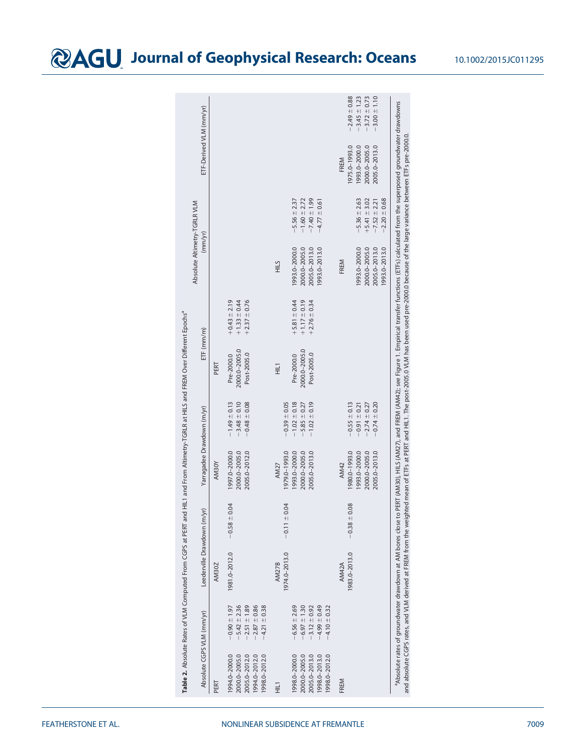**Table 2.** Absolute Rates of VLM Computed From CGPS at PERT and HIL1 and From Altimetry-TGRLR at HILS and FREM Over Different Epochs[a]

| Absolute CGPS VLM (mm/yr) | | Leederville Drawdown (m/yr) | | Yarragadee Drawdown (m/yr) | | ETF (mm/m) | | Absolute Altimetry-TGRLR VLM (mm/yr) | | ETF-Derived VLM (mm/yr) | |
|---|---|---|---|---|---|---|---|---|---|---|---|
| PERT | | AM30Z | | AM30Y | | PERT | | | | | |
| 1994.0–2000.0 | −0.90 ± 1.97 | 1981.0–2012.0 | −0.58 ± 0.04 | 1997.0–2000.0 | −1.49 ± 0.13 | Pre-2000.0 | +0.43 ± 2.19 | | | | |
| 2000.0–2005.0 | −5.42 ± 2.36 | | | 2000.0–2005.0 | −3.48 ± 0.10 | 2000.0–2005.0 | +1.33 ± 0.44 | | | | |
| 2005.0–2012.0 | −2.51 ± 1.89 | | | 2005.0–2012.0 | −0.48 ± 0.08 | Post-2005.0 | +2.37 ± 0.76 | | | | |
| 1994.0–2012.0 | −2.87 ± 0.86 | | | | | | | | | | |
| 1998.0–2012.0 | −4.21 ± 0.38 | | | | | | | | | | |
| HIL1 | | AM27B | | AM27 | | HIL1 | | HILS | | | |
| 1998.0–2000.0 | −6.56 ± 2.69 | 1974.0–2013.0 | −0.11 ± 0.04 | 1979.0–1993.0 | −0.39 ± 0.05 | Pre-2000.0 | +5.81 ± 0.44 | 1993.0–2000.0 | −5.56 ± 2.37 | | |
| 2000.0–2005.0 | −6.97 ± 1.30 | | | 1993.0–2000.0 | −1.02 ± 0.18 | 2000.0–2005.0 | +1.17 ± 0.19 | 2000.0–2005.0 | −1.60 ± 2.72 | | |
| 2005.0–2013.0 | −3.12 ± 0.92 | | | 2000.0–2005.0 | −5.85 ± 0.27 | Post-2005.0 | +2.76 ± 0.34 | 2005.0–2013.0 | −7.40 ± 1.99 | | |
| 1998.0–2013.0 | −4.99 ± 0.49 | | | 2005.0–2013.0 | −1.02 ± 0.19 | | | 1993.0–2013.0 | −4.77 ± 0.61 | | |
| 1998.0–2012.0 | −4.10 ± 0.32 | | | | | | | | | | |
| FREM | | AM42A | | AM42 | | | | FREM | | FREM | |
| | | 1983.0–2013.0 | −0.38 ± 0.08 | 1980.0–1993.0 | −0.55 ± 0.13 | | | | | 1975.0–1993.0 | −2.49 ± 0.88 |
| | | | | 1993.0–2000.0 | −0.91 ± 0.21 | | | 1993.0–2000.0 | −5.36 ± 2.63 | 1993.0–2000.0 | −3.45 ± 1.23 |
| | | | | 2000.0–2005.0 | −2.74 ± 0.27 | | | 2000.0–2005.0 | +5.41 ± 3.02 | 2000.0–2005.0 | −3.72 ± 0.73 |
| | | | | 2005.0–2013.0 | −0.74 ± 0.20 | | | 2005.0–2013.0 | −7.52 ± 2.21 | 2005.0–2013.0 | −3.00 ± 1.10 |
| | | | | | | | | 1993.0–2013.0 | −2.20 ± 0.68 | | |

[a]Absolute rates of groundwater drawdown at AM bores close to PERT (AM30), HILS (AM27), and FREM (AM42); see Figure 1. Empirical transfer functions (ETFs) calculated from the superposed groundwater drawdowns and absolute CGPS rates, and VLM derived at FREM from the weighted mean of ETFs at PERT and HIL1. The post-2005.0 VLM has been used pre-2000.0 because of the large variance between ETFs pre-2000.0.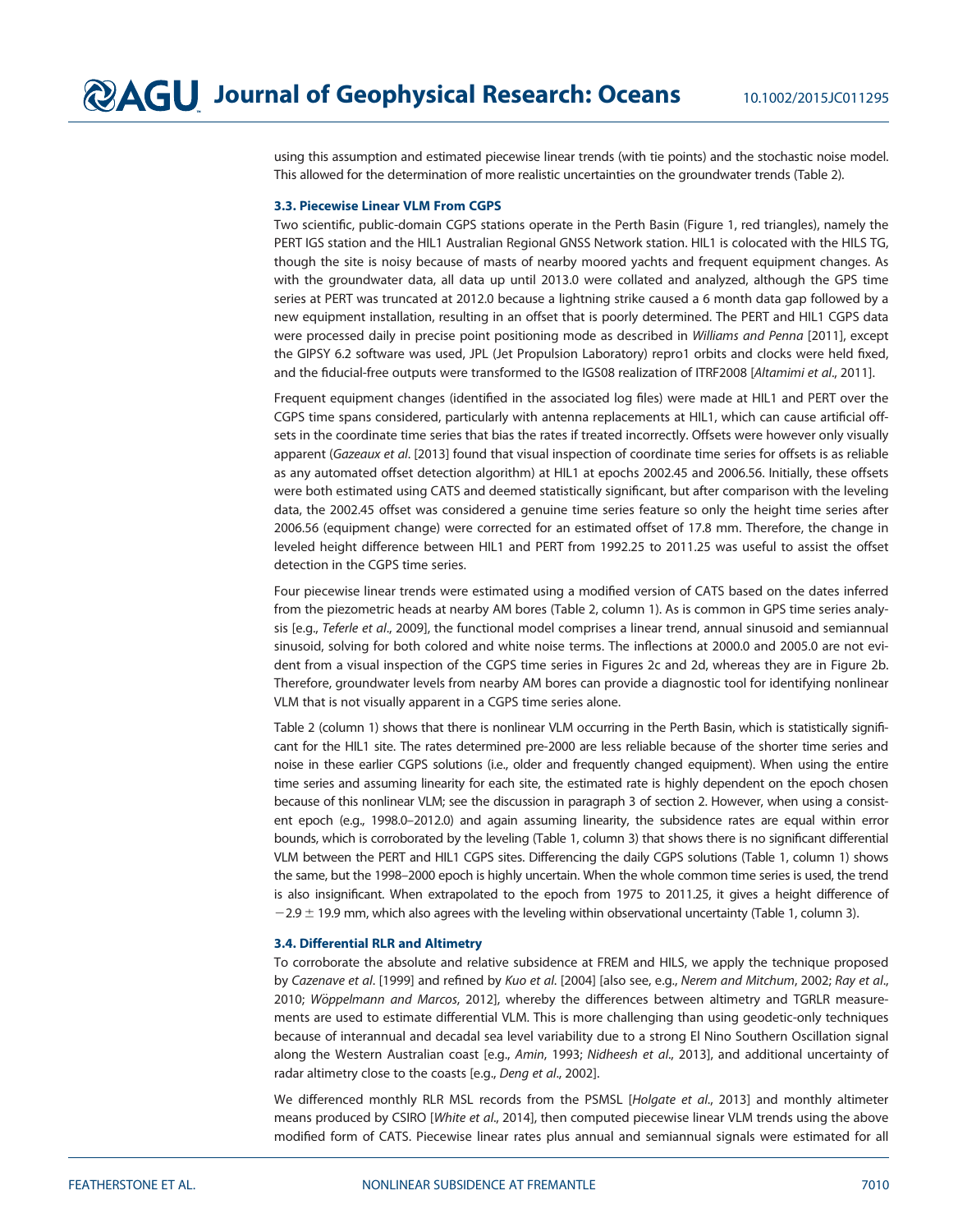using this assumption and estimated piecewise linear trends (with tie points) and the stochastic noise model. This allowed for the determination of more realistic uncertainties on the groundwater trends (Table 2).

### 3.3. Piecewise Linear VLM From CGPS

Two scientific, public-domain CGPS stations operate in the Perth Basin (Figure 1, red triangles), namely the PERT IGS station and the HIL1 Australian Regional GNSS Network station. HIL1 is colocated with the HILS TG, though the site is noisy because of masts of nearby moored yachts and frequent equipment changes. As with the groundwater data, all data up until 2013.0 were collated and analyzed, although the GPS time series at PERT was truncated at 2012.0 because a lightning strike caused a 6 month data gap followed by a new equipment installation, resulting in an offset that is poorly determined. The PERT and HIL1 CGPS data were processed daily in precise point positioning mode as described in *Williams and Penna* [2011], except the GIPSY 6.2 software was used, JPL (Jet Propulsion Laboratory) repro1 orbits and clocks were held fixed, and the fiducial-free outputs were transformed to the IGS08 realization of ITRF2008 [*Altamimi et al*., 2011].

Frequent equipment changes (identified in the associated log files) were made at HIL1 and PERT over the CGPS time spans considered, particularly with antenna replacements at HIL1, which can cause artificial offsets in the coordinate time series that bias the rates if treated incorrectly. Offsets were however only visually apparent (*Gazeaux et al*. [2013] found that visual inspection of coordinate time series for offsets is as reliable as any automated offset detection algorithm) at HIL1 at epochs 2002.45 and 2006.56. Initially, these offsets were both estimated using CATS and deemed statistically significant, but after comparison with the leveling data, the 2002.45 offset was considered a genuine time series feature so only the height time series after 2006.56 (equipment change) were corrected for an estimated offset of 17.8 mm. Therefore, the change in leveled height difference between HIL1 and PERT from 1992.25 to 2011.25 was useful to assist the offset detection in the CGPS time series.

Four piecewise linear trends were estimated using a modified version of CATS based on the dates inferred from the piezometric heads at nearby AM bores (Table 2, column 1). As is common in GPS time series analysis [e.g., *Teferle et al*., 2009], the functional model comprises a linear trend, annual sinusoid and semiannual sinusoid, solving for both colored and white noise terms. The inflections at 2000.0 and 2005.0 are not evident from a visual inspection of the CGPS time series in Figures 2c and 2d, whereas they are in Figure 2b. Therefore, groundwater levels from nearby AM bores can provide a diagnostic tool for identifying nonlinear VLM that is not visually apparent in a CGPS time series alone.

Table 2 (column 1) shows that there is nonlinear VLM occurring in the Perth Basin, which is statistically significant for the HIL1 site. The rates determined pre-2000 are less reliable because of the shorter time series and noise in these earlier CGPS solutions (i.e., older and frequently changed equipment). When using the entire time series and assuming linearity for each site, the estimated rate is highly dependent on the epoch chosen because of this nonlinear VLM; see the discussion in paragraph 3 of section 2. However, when using a consistent epoch (e.g., 1998.0–2012.0) and again assuming linearity, the subsidence rates are equal within error bounds, which is corroborated by the leveling (Table 1, column 3) that shows there is no significant differential VLM between the PERT and HIL1 CGPS sites. Differencing the daily CGPS solutions (Table 1, column 1) shows the same, but the 1998–2000 epoch is highly uncertain. When the whole common time series is used, the trend is also insignificant. When extrapolated to the epoch from 1975 to 2011.25, it gives a height difference of $-2.9 \pm 19.9$ mm, which also agrees with the leveling within observational uncertainty (Table 1, column 3).

### 3.4. Differential RLR and Altimetry

To corroborate the absolute and relative subsidence at FREM and HILS, we apply the technique proposed by *Cazenave et al*. [1999] and refined by *Kuo et al*. [2004] [also see, e.g., *Nerem and Mitchum*, 2002; *Ray et al*., 2010; *Wöppelmann and Marcos*, 2012], whereby the differences between altimetry and TGRLR measurements are used to estimate differential VLM. This is more challenging than using geodetic-only techniques because of interannual and decadal sea level variability due to a strong El Nino Southern Oscillation signal along the Western Australian coast [e.g., *Amin*, 1993; *Nidheesh et al*., 2013], and additional uncertainty of radar altimetry close to the coasts [e.g., *Deng et al*., 2002].

We differenced monthly RLR MSL records from the PSMSL [*Holgate et al*., 2013] and monthly altimeter means produced by CSIRO [*White et al*., 2014], then computed piecewise linear VLM trends using the above modified form of CATS. Piecewise linear rates plus annual and semiannual signals were estimated for all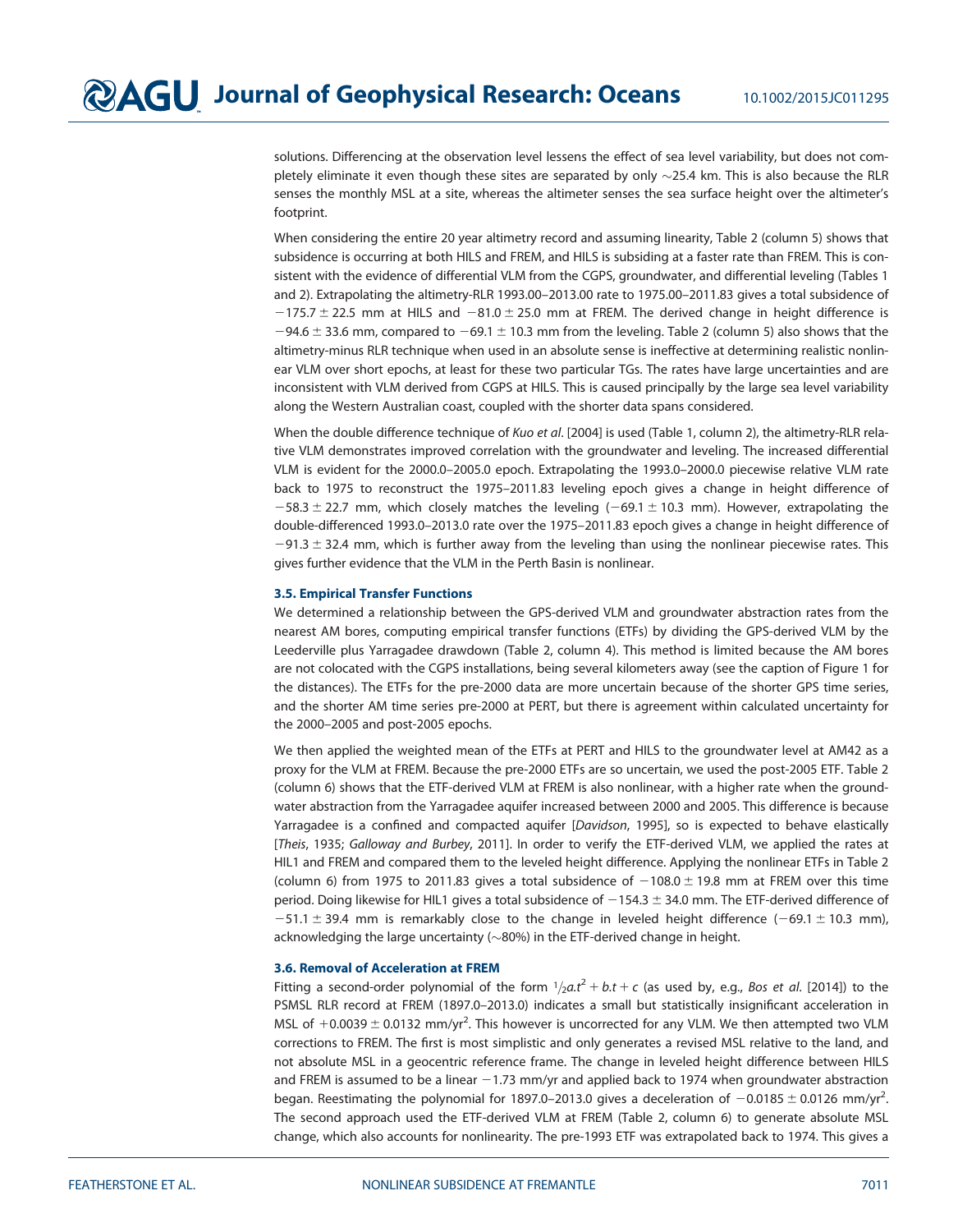solutions. Differencing at the observation level lessens the effect of sea level variability, but does not completely eliminate it even though these sites are separated by only ~25.4 km. This is also because the RLR senses the monthly MSL at a site, whereas the altimeter senses the sea surface height over the altimeter's footprint.

When considering the entire 20 year altimetry record and assuming linearity, Table 2 (column 5) shows that subsidence is occurring at both HILS and FREM, and HILS is subsiding at a faster rate than FREM. This is consistent with the evidence of differential VLM from the CGPS, groundwater, and differential leveling (Tables 1 and 2). Extrapolating the altimetry-RLR 1993.00–2013.00 rate to 1975.00–2011.83 gives a total subsidence of $-175.7 \pm 22.5$ mm at HILS and $-81.0 \pm 25.0$ mm at FREM. The derived change in height difference is $-94.6 \pm 33.6$ mm, compared to $-69.1 \pm 10.3$ mm from the leveling. Table 2 (column 5) also shows that the altimetry-minus RLR technique when used in an absolute sense is ineffective at determining realistic nonlinear VLM over short epochs, at least for these two particular TGs. The rates have large uncertainties and are inconsistent with VLM derived from CGPS at HILS. This is caused principally by the large sea level variability along the Western Australian coast, coupled with the shorter data spans considered.

When the double difference technique of *Kuo et al.* [2004] is used (Table 1, column 2), the altimetry-RLR relative VLM demonstrates improved correlation with the groundwater and leveling. The increased differential VLM is evident for the 2000.0–2005.0 epoch. Extrapolating the 1993.0–2000.0 piecewise relative VLM rate back to 1975 to reconstruct the 1975–2011.83 leveling epoch gives a change in height difference of $-58.3 \pm 22.7$ mm, which closely matches the leveling ($-69.1 \pm 10.3$ mm). However, extrapolating the double-differenced 1993.0–2013.0 rate over the 1975–2011.83 epoch gives a change in height difference of $-91.3 \pm 32.4$ mm, which is further away from the leveling than using the nonlinear piecewise rates. This gives further evidence that the VLM in the Perth Basin is nonlinear.

### 3.5. Empirical Transfer Functions

We determined a relationship between the GPS-derived VLM and groundwater abstraction rates from the nearest AM bores, computing empirical transfer functions (ETFs) by dividing the GPS-derived VLM by the Leederville plus Yarragadee drawdown (Table 2, column 4). This method is limited because the AM bores are not colocated with the CGPS installations, being several kilometers away (see the caption of Figure 1 for the distances). The ETFs for the pre-2000 data are more uncertain because of the shorter GPS time series, and the shorter AM time series pre-2000 at PERT, but there is agreement within calculated uncertainty for the 2000–2005 and post-2005 epochs.

We then applied the weighted mean of the ETFs at PERT and HILS to the groundwater level at AM42 as a proxy for the VLM at FREM. Because the pre-2000 ETFs are so uncertain, we used the post-2005 ETF. Table 2 (column 6) shows that the ETF-derived VLM at FREM is also nonlinear, with a higher rate when the groundwater abstraction from the Yarragadee aquifer increased between 2000 and 2005. This difference is because Yarragadee is a confined and compacted aquifer [*Davidson*, 1995], so is expected to behave elastically [*Theis*, 1935; *Galloway and Burbey*, 2011]. In order to verify the ETF-derived VLM, we applied the rates at HIL1 and FREM and compared them to the leveled height difference. Applying the nonlinear ETFs in Table 2 (column 6) from 1975 to 2011.83 gives a total subsidence of $-108.0 \pm 19.8$ mm at FREM over this time period. Doing likewise for HIL1 gives a total subsidence of $-154.3 \pm 34.0$ mm. The ETF-derived difference of $-51.1 \pm 39.4$ mm is remarkably close to the change in leveled height difference ($-69.1 \pm 10.3$ mm), acknowledging the large uncertainty (~80%) in the ETF-derived change in height.

### 3.6. Removal of Acceleration at FREM

Fitting a second-order polynomial of the form $\frac{1}{2}a.t^2 + b.t + c$ (as used by, e.g., *Bos et al.* [2014]) to the PSMSL RLR record at FREM (1897.0–2013.0) indicates a small but statistically insignificant acceleration in MSL of $+0.0039 \pm 0.0132$ mm/yr$^2$. This however is uncorrected for any VLM. We then attempted two VLM corrections to FREM. The first is most simplistic and only generates a revised MSL relative to the land, and not absolute MSL in a geocentric reference frame. The change in leveled height difference between HILS and FREM is assumed to be a linear $-1.73$ mm/yr and applied back to 1974 when groundwater abstraction began. Reestimating the polynomial for 1897.0–2013.0 gives a deceleration of $-0.0185 \pm 0.0126$ mm/yr$^2$. The second approach used the ETF-derived VLM at FREM (Table 2, column 6) to generate absolute MSL change, which also accounts for nonlinearity. The pre-1993 ETF was extrapolated back to 1974. This gives a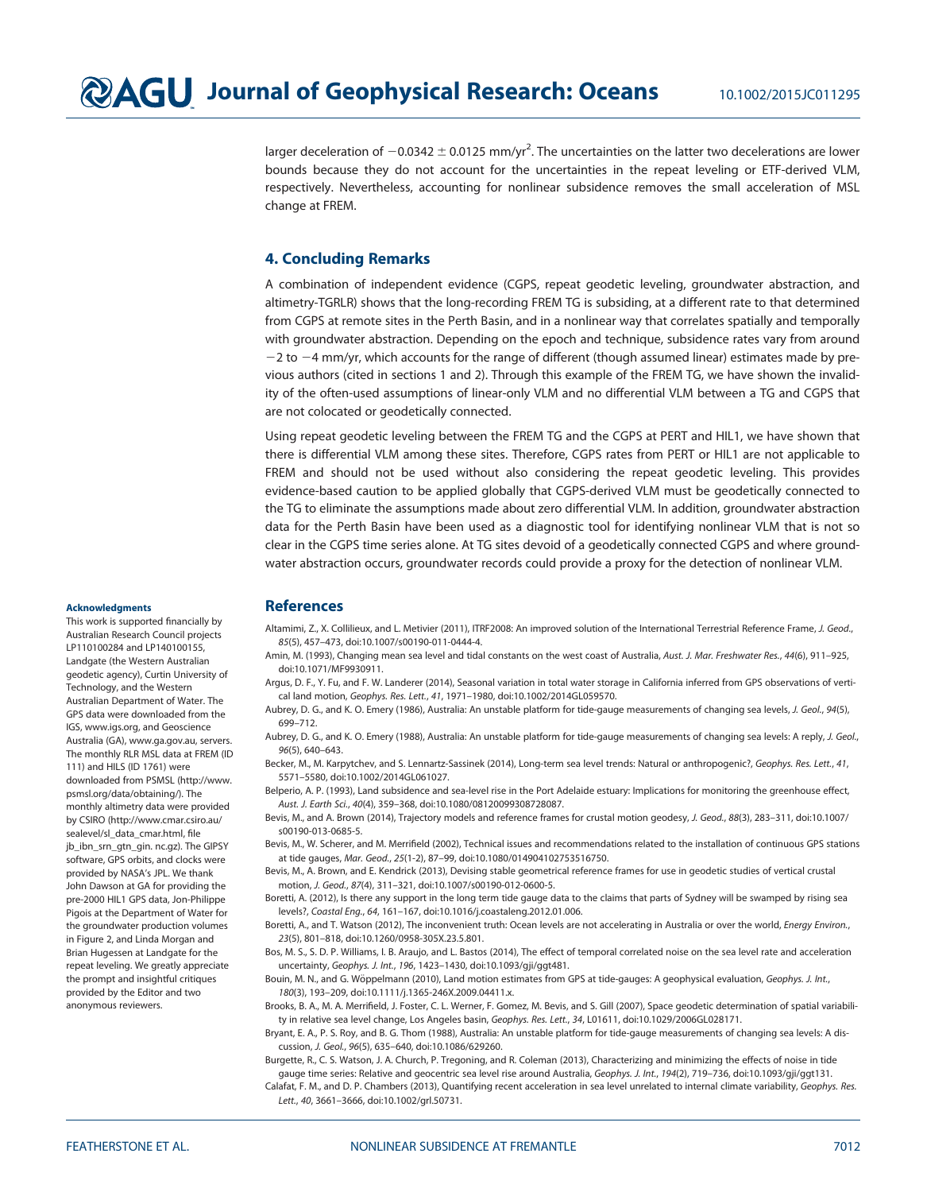larger deceleration of $-0.0342 \pm 0.0125$ mm/yr$^2$. The uncertainties on the latter two decelerations are lower bounds because they do not account for the uncertainties in the repeat leveling or ETF-derived VLM, respectively. Nevertheless, accounting for nonlinear subsidence removes the small acceleration of MSL change at FREM.

## 4. Concluding Remarks

A combination of independent evidence (CGPS, repeat geodetic leveling, groundwater abstraction, and altimetry-TGRLR) shows that the long-recording FREM TG is subsiding, at a different rate to that determined from CGPS at remote sites in the Perth Basin, and in a nonlinear way that correlates spatially and temporally with groundwater abstraction. Depending on the epoch and technique, subsidence rates vary from around $-2$ to $-4$ mm/yr, which accounts for the range of different (though assumed linear) estimates made by previous authors (cited in sections 1 and 2). Through this example of the FREM TG, we have shown the invalidity of the often-used assumptions of linear-only VLM and no differential VLM between a TG and CGPS that are not colocated or geodetically connected.

Using repeat geodetic leveling between the FREM TG and the CGPS at PERT and HIL1, we have shown that there is differential VLM among these sites. Therefore, CGPS rates from PERT or HIL1 are not applicable to FREM and should not be used without also considering the repeat geodetic leveling. This provides evidence-based caution to be applied globally that CGPS-derived VLM must be geodetically connected to the TG to eliminate the assumptions made about zero differential VLM. In addition, groundwater abstraction data for the Perth Basin have been used as a diagnostic tool for identifying nonlinear VLM that is not so clear in the CGPS time series alone. At TG sites devoid of a geodetically connected CGPS and where groundwater abstraction occurs, groundwater records could provide a proxy for the detection of nonlinear VLM.

### Acknowledgments

This work is supported financially by Australian Research Council projects LP110100284 and LP140100155, Landgate (the Western Australian geodetic agency), Curtin University of Technology, and the Western Australian Department of Water. The GPS data were downloaded from the IGS, www.igs.org, and Geoscience Australia (GA), www.ga.gov.au, servers. The monthly RLR MSL data at FREM (ID 111) and HILS (ID 1761) were downloaded from PSMSL (http://www.psmsl.org/data/obtaining/). The monthly altimetry data were provided by CSIRO (http://www.cmar.csiro.au/sealevel/sl_data_cmar.html, file jb_ibn_srn_gtn_gin. nc.gz). The GIPSY software, GPS orbits, and clocks were provided by NASA's JPL. We thank John Dawson at GA for providing the pre-2000 HIL1 GPS data, Jon-Philippe Pigois at the Department of Water for the groundwater production volumes in Figure 2, and Linda Morgan and Brian Hugessen at Landgate for the repeat leveling. We greatly appreciate the prompt and insightful critiques provided by the Editor and two anonymous reviewers.

## References

Altamimi, Z., X. Collilieux, and L. Metivier (2011), ITRF2008: An improved solution of the International Terrestrial Reference Frame, *J. Geod.*, *85*(5), 457–473, doi:10.1007/s00190-011-0444-4.

Amin, M. (1993), Changing mean sea level and tidal constants on the west coast of Australia, *Aust. J. Mar. Freshwater Res.*, *44*(6), 911–925, doi:10.1071/MF9930911.

Argus, D. F., Y. Fu, and F. W. Landerer (2014), Seasonal variation in total water storage in California inferred from GPS observations of vertical land motion, *Geophys. Res. Lett.*, *41*, 1971–1980, doi:10.1002/2014GL059570.

Aubrey, D. G., and K. O. Emery (1986), Australia: An unstable platform for tide-gauge measurements of changing sea levels, *J. Geol.*, *94*(5), 699–712.

Aubrey, D. G., and K. O. Emery (1988), Australia: An unstable platform for tide-gauge measurements of changing sea levels: A reply, *J. Geol.*, *96*(5), 640–643.

Becker, M., M. Karpytchev, and S. Lennartz-Sassinek (2014), Long-term sea level trends: Natural or anthropogenic?, *Geophys. Res. Lett.*, *41*, 5571–5580, doi:10.1002/2014GL061027.

Belperio, A. P. (1993), Land subsidence and sea-level rise in the Port Adelaide estuary: Implications for monitoring the greenhouse effect, *Aust. J. Earth Sci.*, *40*(4), 359–368, doi:10.1080/08120099308728087.

Bevis, M., and A. Brown (2014), Trajectory models and reference frames for crustal motion geodesy, *J. Geod.*, *88*(3), 283–311, doi:10.1007/s00190-013-0685-5.

Bevis, M., W. Scherer, and M. Merrifield (2002), Technical issues and recommendations related to the installation of continuous GPS stations at tide gauges, *Mar. Geod.*, *25*(1-2), 87–99, doi:10.1080/014904102753516750.

Bevis, M., A. Brown, and E. Kendrick (2013), Devising stable geometrical reference frames for use in geodetic studies of vertical crustal motion, *J. Geod.*, *87*(4), 311–321, doi:10.1007/s00190-012-0600-5.

Boretti, A. (2012), Is there any support in the long term tide gauge data to the claims that parts of Sydney will be swamped by rising sea levels?, *Coastal Eng.*, *64*, 161–167, doi:10.1016/j.coastaleng.2012.01.006.

Boretti, A., and T. Watson (2012), The inconvenient truth: Ocean levels are not accelerating in Australia or over the world, *Energy Environ.*, *23*(5), 801–818, doi:10.1260/0958-305X.23.5.801.

Bos, M. S., S. D. P. Williams, I. B. Araujo, and L. Bastos (2014), The effect of temporal correlated noise on the sea level rate and acceleration uncertainty, *Geophys. J. Int.*, *196*, 1423–1430, doi:10.1093/gji/ggt481.

Bouin, M. N., and G. Wöppelmann (2010), Land motion estimates from GPS at tide-gauges: A geophysical evaluation, *Geophys. J. Int.*, *180*(3), 193–209, doi:10.1111/j.1365-246X.2009.04411.x.

Brooks, B. A., M. A. Merrifield, J. Foster, C. L. Werner, F. Gomez, M. Bevis, and S. Gill (2007), Space geodetic determination of spatial variability in relative sea level change, Los Angeles basin, *Geophys. Res. Lett.*, *34*, L01611, doi:10.1029/2006GL028171.

Bryant, E. A., P. S. Roy, and B. G. Thom (1988), Australia: An unstable platform for tide-gauge measurements of changing sea levels: A discussion, *J. Geol.*, *96*(5), 635–640, doi:10.1086/629260.

Burgette, R., C. S. Watson, J. A. Church, P. Tregoning, and R. Coleman (2013), Characterizing and minimizing the effects of noise in tide gauge time series: Relative and geocentric sea level rise around Australia, *Geophys. J. Int.*, *194*(2), 719–736, doi:10.1093/gji/ggt131.

Calafat, F. M., and D. P. Chambers (2013), Quantifying recent acceleration in sea level unrelated to internal climate variability, *Geophys. Res. Lett.*, *40*, 3661–3666, doi:10.1002/grl.50731.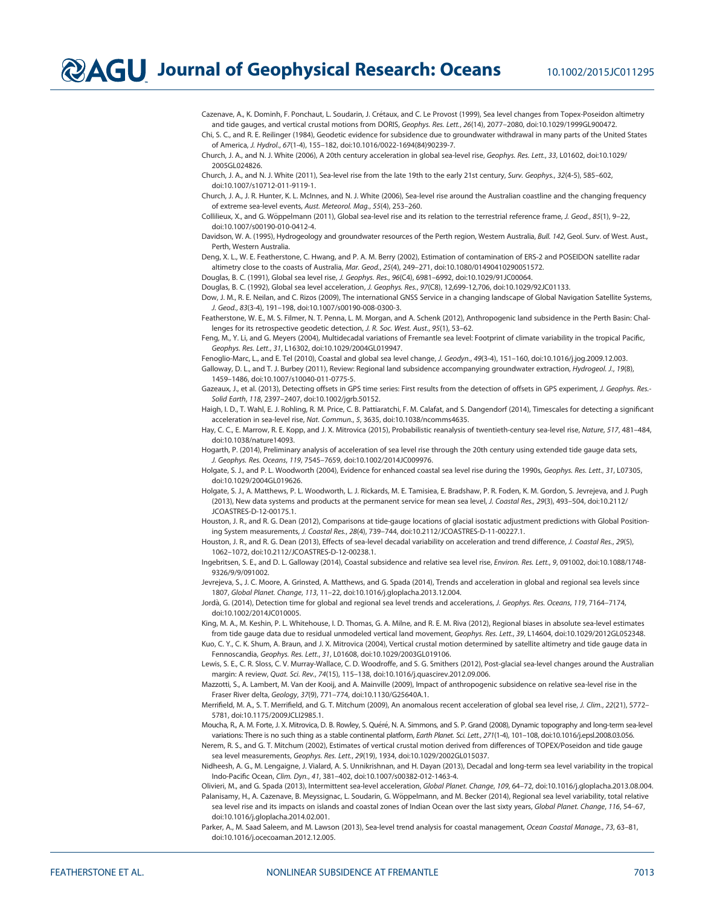Cazenave, A., K. Dominh, F. Ponchaut, L. Soudarin, J. Crétaux, and C. Le Provost (1999), Sea level changes from Topex-Poseidon altimetry and tide gauges, and vertical crustal motions from DORIS, *Geophys. Res. Lett.*, *26*(14), 2077–2080, doi:10.1029/1999GL900472.

Chi, S. C., and R. E. Reilinger (1984), Geodetic evidence for subsidence due to groundwater withdrawal in many parts of the United States of America, *J. Hydrol.*, *67*(1-4), 155–182, doi:10.1016/0022-1694(84)90239-7.

Church, J. A., and N. J. White (2006), A 20th century acceleration in global sea-level rise, *Geophys. Res. Lett.*, *33*, L01602, doi:10.1029/2005GL024826.

Church, J. A., and N. J. White (2011), Sea-level rise from the late 19th to the early 21st century, *Surv. Geophys.*, *32*(4-5), 585–602, doi:10.1007/s10712-011-9119-1.

Church, J. A., J. R. Hunter, K. L. McInnes, and N. J. White (2006), Sea-level rise around the Australian coastline and the changing frequency of extreme sea-level events, *Aust. Meteorol. Mag.*, *55*(4), 253–260.

Collilieux, X., and G. Wöppelmann (2011), Global sea-level rise and its relation to the terrestrial reference frame, *J. Geod.*, *85*(1), 9–22, doi:10.1007/s00190-010-0412-4.

Davidson, W. A. (1995), Hydrogeology and groundwater resources of the Perth region, Western Australia, *Bull. 142*, Geol. Surv. of West. Aust., Perth, Western Australia.

Deng, X. L., W. E. Featherstone, C. Hwang, and P. A. M. Berry (2002), Estimation of contamination of ERS-2 and POSEIDON satellite radar altimetry close to the coasts of Australia, *Mar. Geod.*, *25*(4), 249–271, doi:10.1080/01490410290051572.

Douglas, B. C. (1991), Global sea level rise, *J. Geophys. Res.*, *96*(C4), 6981–6992, doi:10.1029/91JC00064.

Douglas, B. C. (1992), Global sea level acceleration, *J. Geophys. Res.*, *97*(C8), 12,699-12,706, doi:10.1029/92JC01133.

Dow, J. M., R. E. Neilan, and C. Rizos (2009), The international GNSS Service in a changing landscape of Global Navigation Satellite Systems, *J. Geod.*, *83*(3-4), 191–198, doi:10.1007/s00190-008-0300-3.

Featherstone, W. E., M. S. Filmer, N. T. Penna, L. M. Morgan, and A. Schenk (2012), Anthropogenic land subsidence in the Perth Basin: Challenges for its retrospective geodetic detection, *J. R. Soc. West. Aust.*, *95*(1), 53–62.

Feng, M., Y. Li, and G. Meyers (2004), Multidecadal variations of Fremantle sea level: Footprint of climate variability in the tropical Pacific, *Geophys. Res. Lett.*, *31*, L16302, doi:10.1029/2004GL019947.

Fenoglio-Marc, L., and E. Tel (2010), Coastal and global sea level change, *J. Geodyn.*, *49*(3-4), 151–160, doi:10.1016/j.jog.2009.12.003.

Galloway, D. L., and T. J. Burbey (2011), Review: Regional land subsidence accompanying groundwater extraction, *Hydrogeol. J.*, *19*(8), 1459–1486, doi:10.1007/s10040-011-0775-5.

Gazeaux, J., et al. (2013), Detecting offsets in GPS time series: First results from the detection of offsets in GPS experiment, *J. Geophys. Res.-Solid Earth*, *118*, 2397–2407, doi:10.1002/jgrb.50152.

Haigh, I. D., T. Wahl, E. J. Rohling, R. M. Price, C. B. Pattiaratchi, F. M. Calafat, and S. Dangendorf (2014), Timescales for detecting a significant acceleration in sea-level rise, *Nat. Commun.*, *5*, 3635, doi:10.1038/ncomms4635.

Hay, C. C., E. Marrow, R. E. Kopp, and J. X. Mitrovica (2015), Probabilistic reanalysis of twentieth-century sea-level rise, *Nature*, *517*, 481–484, doi:10.1038/nature14093.

Hogarth, P. (2014), Preliminary analysis of acceleration of sea level rise through the 20th century using extended tide gauge data sets, *J. Geophys. Res. Oceans*, *119*, 7545–7659, doi:10.1002/2014JC009976.

Holgate, S. J., and P. L. Woodworth (2004), Evidence for enhanced coastal sea level rise during the 1990s, *Geophys. Res. Lett.*, *31*, L07305, doi:10.1029/2004GL019626.

Holgate, S. J., A. Matthews, P. L. Woodworth, L. J. Rickards, M. E. Tamisiea, E. Bradshaw, P. R. Foden, K. M. Gordon, S. Jevrejeva, and J. Pugh (2013), New data systems and products at the permanent service for mean sea level, *J. Coastal Res.*, *29*(3), 493–504, doi:10.2112/JCOASTRES-D-12-00175.1.

Houston, J. R., and R. G. Dean (2012), Comparisons at tide-gauge locations of glacial isostatic adjustment predictions with Global Positioning System measurements, *J. Coastal Res.*, *28*(4), 739–744, doi:10.2112/JCOASTRES-D-11-00227.1.

Houston, J. R., and R. G. Dean (2013), Effects of sea-level decadal variability on acceleration and trend difference, *J. Coastal Res.*, *29*(5), 1062–1072, doi:10.2112/JCOASTRES-D-12-00238.1.

Ingebritsen, S. E., and D. L. Galloway (2014), Coastal subsidence and relative sea level rise, *Environ. Res. Lett.*, *9*, 091002, doi:10.1088/1748-9326/9/9/091002.

Jevrejeva, S., J. C. Moore, A. Grinsted, A. Matthews, and G. Spada (2014), Trends and acceleration in global and regional sea levels since 1807, *Global Planet. Change*, *113*, 11–22, doi:10.1016/j.gloplacha.2013.12.004.

Jordà, G. (2014), Detection time for global and regional sea level trends and accelerations, *J. Geophys. Res. Oceans*, *119*, 7164–7174, doi:10.1002/2014JC010005.

King, M. A., M. Keshin, P. L. Whitehouse, I. D. Thomas, G. A. Milne, and R. E. M. Riva (2012), Regional biases in absolute sea-level estimates from tide gauge data due to residual unmodeled vertical land movement, *Geophys. Res. Lett.*, *39*, L14604, doi:10.1029/2012GL052348.

Kuo, C. Y., C. K. Shum, A. Braun, and J. X. Mitrovica (2004), Vertical crustal motion determined by satellite altimetry and tide gauge data in Fennoscandia, *Geophys. Res. Lett.*, *31*, L01608, doi:10.1029/2003GL019106.

Lewis, S. E., C. R. Sloss, C. V. Murray-Wallace, C. D. Woodroffe, and S. G. Smithers (2012), Post-glacial sea-level changes around the Australian margin: A review, *Quat. Sci. Rev.*, *74*(15), 115–138, doi:10.1016/j.quascirev.2012.09.006.

Mazzotti, S., A. Lambert, M. Van der Kooij, and A. Mainville (2009), Impact of anthropogenic subsidence on relative sea-level rise in the Fraser River delta, *Geology*, *37*(9), 771–774, doi:10.1130/G25640A.1.

Merrifield, M. A., S. T. Merrifield, and G. T. Mitchum (2009), An anomalous recent acceleration of global sea level rise, *J. Clim.*, *22*(21), 5772–5781, doi:10.1175/2009JCLI2985.1.

Moucha, R., A. M. Forte, J. X. Mitrovica, D. B. Rowley, S. Quéré, N. A. Simmons, and S. P. Grand (2008), Dynamic topography and long-term sea-level variations: There is no such thing as a stable continental platform, *Earth Planet. Sci. Lett.*, *271*(1-4), 101–108, doi:10.1016/j.epsl.2008.03.056.

Nerem, R. S., and G. T. Mitchum (2002), Estimates of vertical crustal motion derived from differences of TOPEX/Poseidon and tide gauge sea level measurements, *Geophys. Res. Lett.*, *29*(19), 1934, doi:10.1029/2002GL015037.

Nidheesh, A. G., M. Lengaigne, J. Vialard, A. S. Unnikrishnan, and H. Dayan (2013), Decadal and long-term sea level variability in the tropical Indo-Pacific Ocean, *Clim. Dyn.*, *41*, 381–402, doi:10.1007/s00382-012-1463-4.

Olivieri, M., and G. Spada (2013), Intermittent sea-level acceleration, *Global Planet. Change*, *109*, 64–72, doi:10.1016/j.gloplacha.2013.08.004.

Palanisamy, H., A. Cazenave, B. Meyssignac, L. Soudarin, G. Wöppelmann, and M. Becker (2014), Regional sea level variability, total relative sea level rise and its impacts on islands and coastal zones of Indian Ocean over the last sixty years, *Global Planet. Change*, *116*, 54–67, doi:10.1016/j.gloplacha.2014.02.001.

Parker, A., M. Saad Saleem, and M. Lawson (2013), Sea-level trend analysis for coastal management, *Ocean Coastal Manage.*, *73*, 63–81, doi:10.1016/j.ocecoaman.2012.12.005.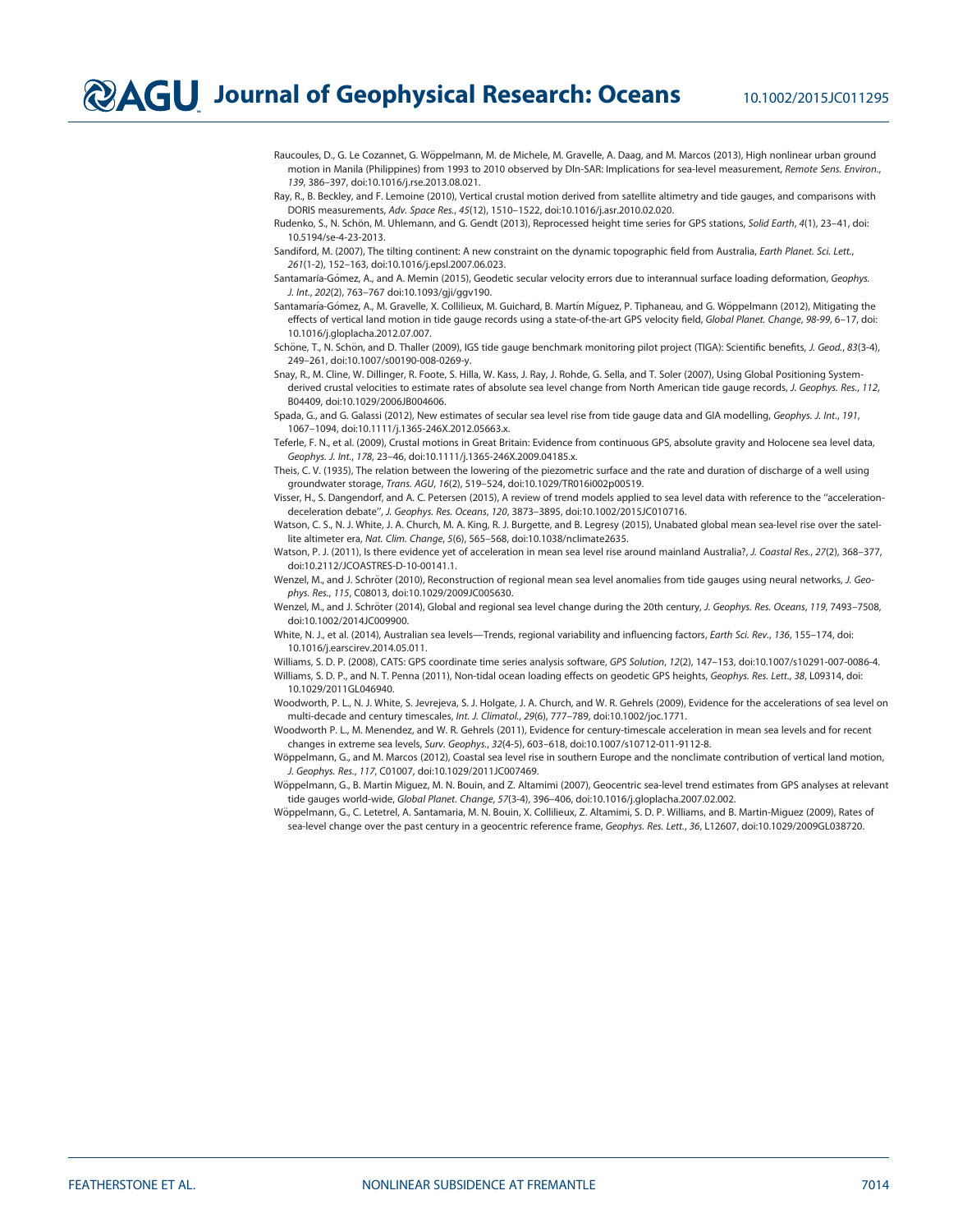Raucoules, D., G. Le Cozannet, G. Wöppelmann, M. de Michele, M. Gravelle, A. Daag, and M. Marcos (2013), High nonlinear urban ground motion in Manila (Philippines) from 1993 to 2010 observed by DIn-SAR: Implications for sea-level measurement, *Remote Sens. Environ.*, *139*, 386–397, doi:10.1016/j.rse.2013.08.021.

Ray, R., B. Beckley, and F. Lemoine (2010), Vertical crustal motion derived from satellite altimetry and tide gauges, and comparisons with DORIS measurements, *Adv. Space Res.*, *45*(12), 1510–1522, doi:10.1016/j.asr.2010.02.020.

Rudenko, S., N. Schön, M. Uhlemann, and G. Gendt (2013), Reprocessed height time series for GPS stations, *Solid Earth*, *4*(1), 23–41, doi: 10.5194/se-4-23-2013.

Sandiford, M. (2007), The tilting continent: A new constraint on the dynamic topographic field from Australia, *Earth Planet. Sci. Lett.*, *261*(1-2), 152–163, doi:10.1016/j.epsl.2007.06.023.

Santamaría-Gómez, A., and A. Memin (2015), Geodetic secular velocity errors due to interannual surface loading deformation, *Geophys. J. Int.*, *202*(2), 763–767 doi:10.1093/gji/ggv190.

Santamaría-Gómez, A., M. Gravelle, X. Collilieux, M. Guichard, B. Martín Míguez, P. Tiphaneau, and G. Wöppelmann (2012), Mitigating the effects of vertical land motion in tide gauge records using a state-of-the-art GPS velocity field, *Global Planet. Change*, *98-99*, 6–17, doi: 10.1016/j.gloplacha.2012.07.007.

Schöne, T., N. Schön, and D. Thaller (2009), IGS tide gauge benchmark monitoring pilot project (TIGA): Scientific benefits, *J. Geod.*, *83*(3-4), 249–261, doi:10.1007/s00190-008-0269-y.

Snay, R., M. Cline, W. Dillinger, R. Foote, S. Hilla, W. Kass, J. Ray, J. Rohde, G. Sella, and T. Soler (2007), Using Global Positioning System-derived crustal velocities to estimate rates of absolute sea level change from North American tide gauge records, *J. Geophys. Res.*, *112*, B04409, doi:10.1029/2006JB004606.

Spada, G., and G. Galassi (2012), New estimates of secular sea level rise from tide gauge data and GIA modelling, *Geophys. J. Int.*, *191*, 1067–1094, doi:10.1111/j.1365-246X.2012.05663.x.

Teferle, F. N., et al. (2009), Crustal motions in Great Britain: Evidence from continuous GPS, absolute gravity and Holocene sea level data, *Geophys. J. Int.*, *178*, 23–46, doi:10.1111/j.1365-246X.2009.04185.x.

Theis, C. V. (1935), The relation between the lowering of the piezometric surface and the rate and duration of discharge of a well using groundwater storage, *Trans. AGU*, *16*(2), 519–524, doi:10.1029/TR016i002p00519.

Visser, H., S. Dangendorf, and A. C. Petersen (2015), A review of trend models applied to sea level data with reference to the ''acceleration-deceleration debate'', *J. Geophys. Res. Oceans*, *120*, 3873–3895, doi:10.1002/2015JC010716.

Watson, C. S., N. J. White, J. A. Church, M. A. King, R. J. Burgette, and B. Legresy (2015), Unabated global mean sea-level rise over the satellite altimeter era, *Nat. Clim. Change*, *5*(6), 565–568, doi:10.1038/nclimate2635.

Watson, P. J. (2011), Is there evidence yet of acceleration in mean sea level rise around mainland Australia?, *J. Coastal Res.*, *27*(2), 368–377, doi:10.2112/JCOASTRES-D-10-00141.1.

Wenzel, M., and J. Schröter (2010), Reconstruction of regional mean sea level anomalies from tide gauges using neural networks, *J. Geophys. Res.*, *115*, C08013, doi:10.1029/2009JC005630.

Wenzel, M., and J. Schröter (2014), Global and regional sea level change during the 20th century, *J. Geophys. Res. Oceans*, *119*, 7493–7508, doi:10.1002/2014JC009900.

White, N. J., et al. (2014), Australian sea levels—Trends, regional variability and influencing factors, *Earth Sci. Rev.*, *136*, 155–174, doi: 10.1016/j.earscirev.2014.05.011.

Williams, S. D. P. (2008), CATS: GPS coordinate time series analysis software, *GPS Solution*, *12*(2), 147–153, doi:10.1007/s10291-007-0086-4.

Williams, S. D. P., and N. T. Penna (2011), Non-tidal ocean loading effects on geodetic GPS heights, *Geophys. Res. Lett.*, *38*, L09314, doi: 10.1029/2011GL046940.

Woodworth, P. L., N. J. White, S. Jevrejeva, S. J. Holgate, J. A. Church, and W. R. Gehrels (2009), Evidence for the accelerations of sea level on multi-decade and century timescales, *Int. J. Climatol.*, *29*(6), 777–789, doi:10.1002/joc.1771.

Woodworth P. L., M. Menendez, and W. R. Gehrels (2011), Evidence for century-timescale acceleration in mean sea levels and for recent changes in extreme sea levels, *Surv. Geophys.*, *32*(4-5), 603–618, doi:10.1007/s10712-011-9112-8.

Wöppelmann, G., and M. Marcos (2012), Coastal sea level rise in southern Europe and the nonclimate contribution of vertical land motion, *J. Geophys. Res.*, *117*, C01007, doi:10.1029/2011JC007469.

Wöppelmann, G., B. Martin Miguez, M. N. Bouin, and Z. Altamimi (2007), Geocentric sea-level trend estimates from GPS analyses at relevant tide gauges world-wide, *Global Planet. Change*, *57*(3-4), 396–406, doi:10.1016/j.gloplacha.2007.02.002.

Wöppelmann, G., C. Letetrel, A. Santamaria, M. N. Bouin, X. Collilieux, Z. Altamimi, S. D. P. Williams, and B. Martin-Miguez (2009), Rates of sea-level change over the past century in a geocentric reference frame, *Geophys. Res. Lett.*, *36*, L12607, doi:10.1029/2009GL038720.